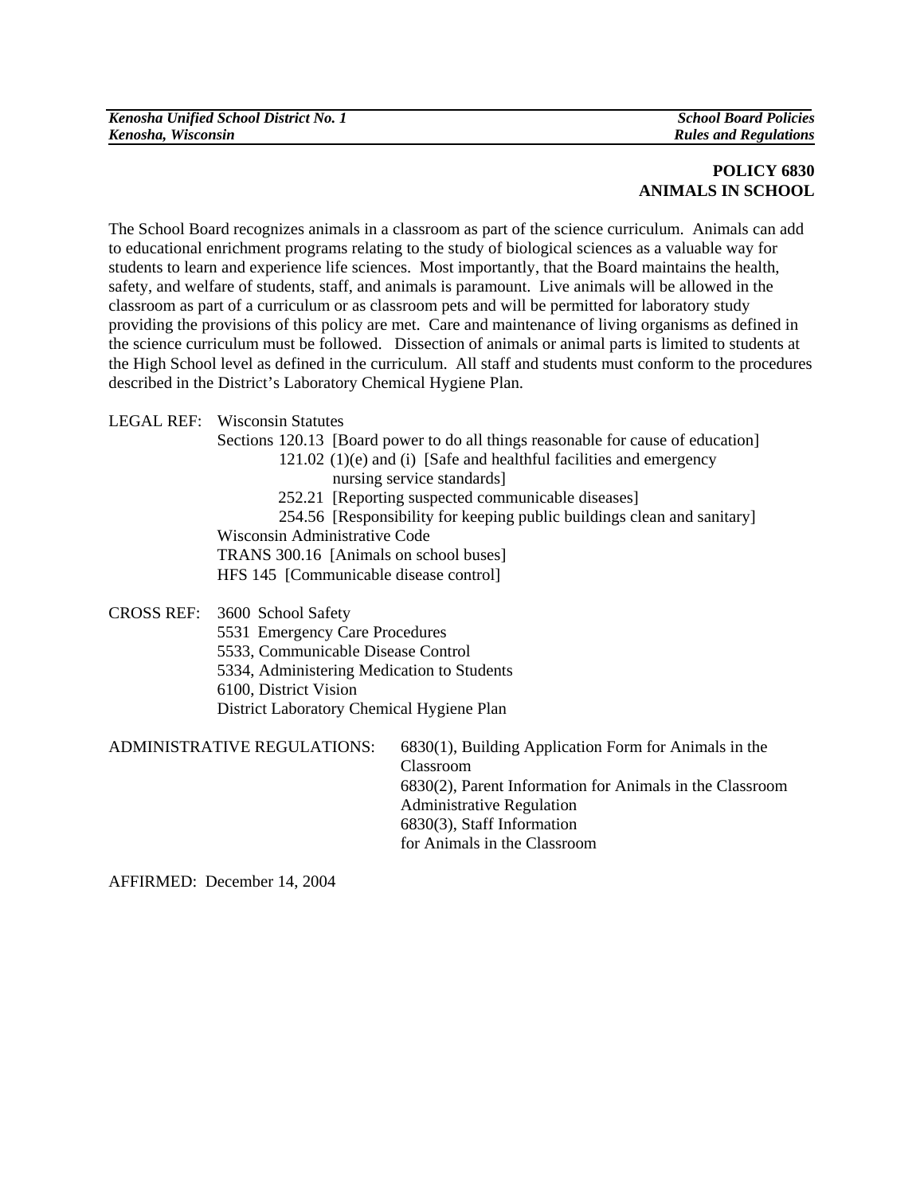# POLICY 6830
## ANIMALS IN SCHOOL

The School Board recognizes animals in a classroom as part of the science curriculum. Animals can add to educational enrichment programs relating to the study of biological sciences as a valuable way for students to learn and experience life sciences. Most importantly, that the Board maintains the health, safety, and welfare of students, staff, and animals is paramount. Live animals will be allowed in the classroom as part of a curriculum or as classroom pets and will be permitted for laboratory study providing the provisions of this policy are met. Care and maintenance of living organisms as defined in the science curriculum must be followed. Dissection of animals or animal parts is limited to students at the High School level as defined in the curriculum. All staff and students must conform to the procedures described in the District's Laboratory Chemical Hygiene Plan.

LEGAL REF: Wisconsin Statutes
Sections 120.13 [Board power to do all things reasonable for cause of education]
121.02 (1)(e) and (i) [Safe and healthful facilities and emergency nursing service standards]
252.21 [Reporting suspected communicable diseases]
254.56 [Responsibility for keeping public buildings clean and sanitary]
Wisconsin Administrative Code
TRANS 300.16 [Animals on school buses]
HFS 145 [Communicable disease control]

CROSS REF: 3600 School Safety
5531 Emergency Care Procedures
5533, Communicable Disease Control
5334, Administering Medication to Students
6100, District Vision
District Laboratory Chemical Hygiene Plan

ADMINISTRATIVE REGULATIONS: 6830(1), Building Application Form for Animals in the Classroom
6830(2), Parent Information for Animals in the Classroom Administrative Regulation
6830(3), Staff Information for Animals in the Classroom

AFFIRMED: December 14, 2004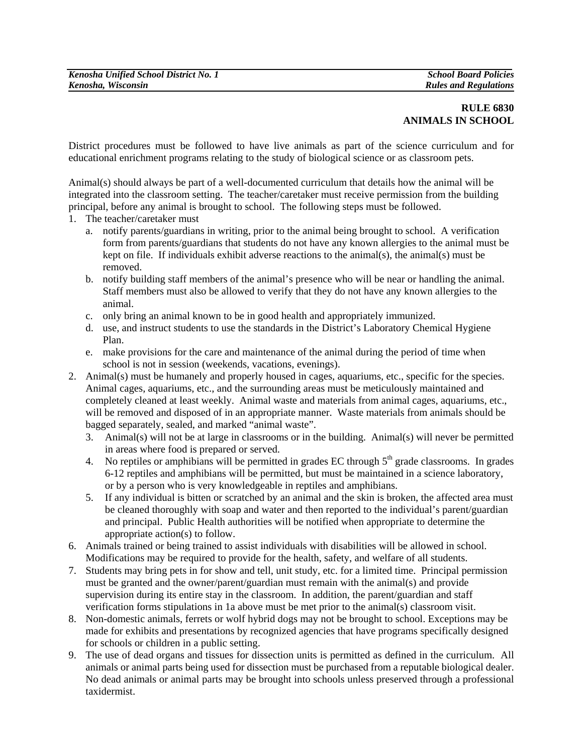| Kenosha Unified School District No. 1 | School Board Policies |
| --- | --- |
| Kenosha, Wisconsin | Rules and Regulations |

## RULE 6830
## ANIMALS IN SCHOOL

District procedures must be followed to have live animals as part of the science curriculum and for educational enrichment programs relating to the study of biological science or as classroom pets.

Animal(s) should always be part of a well-documented curriculum that details how the animal will be integrated into the classroom setting. The teacher/caretaker must receive permission from the building principal, before any animal is brought to school. The following steps must be followed.

1. The teacher/caretaker must
   a. notify parents/guardians in writing, prior to the animal being brought to school. A verification form from parents/guardians that students do not have any known allergies to the animal must be kept on file. If individuals exhibit adverse reactions to the animal(s), the animal(s) must be removed.
   b. notify building staff members of the animal's presence who will be near or handling the animal. Staff members must also be allowed to verify that they do not have any known allergies to the animal.
   c. only bring an animal known to be in good health and appropriately immunized.
   d. use, and instruct students to use the standards in the District's Laboratory Chemical Hygiene Plan.
   e. make provisions for the care and maintenance of the animal during the period of time when school is not in session (weekends, vacations, evenings).
2. Animal(s) must be humanely and properly housed in cages, aquariums, etc., specific for the species. Animal cages, aquariums, etc., and the surrounding areas must be meticulously maintained and completely cleaned at least weekly. Animal waste and materials from animal cages, aquariums, etc., will be removed and disposed of in an appropriate manner. Waste materials from animals should be bagged separately, sealed, and marked "animal waste".
3. Animal(s) will not be at large in classrooms or in the building. Animal(s) will never be permitted in areas where food is prepared or served.
4. No reptiles or amphibians will be permitted in grades EC through 5th grade classrooms. In grades 6-12 reptiles and amphibians will be permitted, but must be maintained in a science laboratory, or by a person who is very knowledgeable in reptiles and amphibians.
5. If any individual is bitten or scratched by an animal and the skin is broken, the affected area must be cleaned thoroughly with soap and water and then reported to the individual's parent/guardian and principal. Public Health authorities will be notified when appropriate to determine the appropriate action(s) to follow.
6. Animals trained or being trained to assist individuals with disabilities will be allowed in school. Modifications may be required to provide for the health, safety, and welfare of all students.
7. Students may bring pets in for show and tell, unit study, etc. for a limited time. Principal permission must be granted and the owner/parent/guardian must remain with the animal(s) and provide supervision during its entire stay in the classroom. In addition, the parent/guardian and staff verification forms stipulations in 1a above must be met prior to the animal(s) classroom visit.
8. Non-domestic animals, ferrets or wolf hybrid dogs may not be brought to school. Exceptions may be made for exhibits and presentations by recognized agencies that have programs specifically designed for schools or children in a public setting.
9. The use of dead organs and tissues for dissection units is permitted as defined in the curriculum. All animals or animal parts being used for dissection must be purchased from a reputable biological dealer. No dead animals or animal parts may be brought into schools unless preserved through a professional taxidermist.